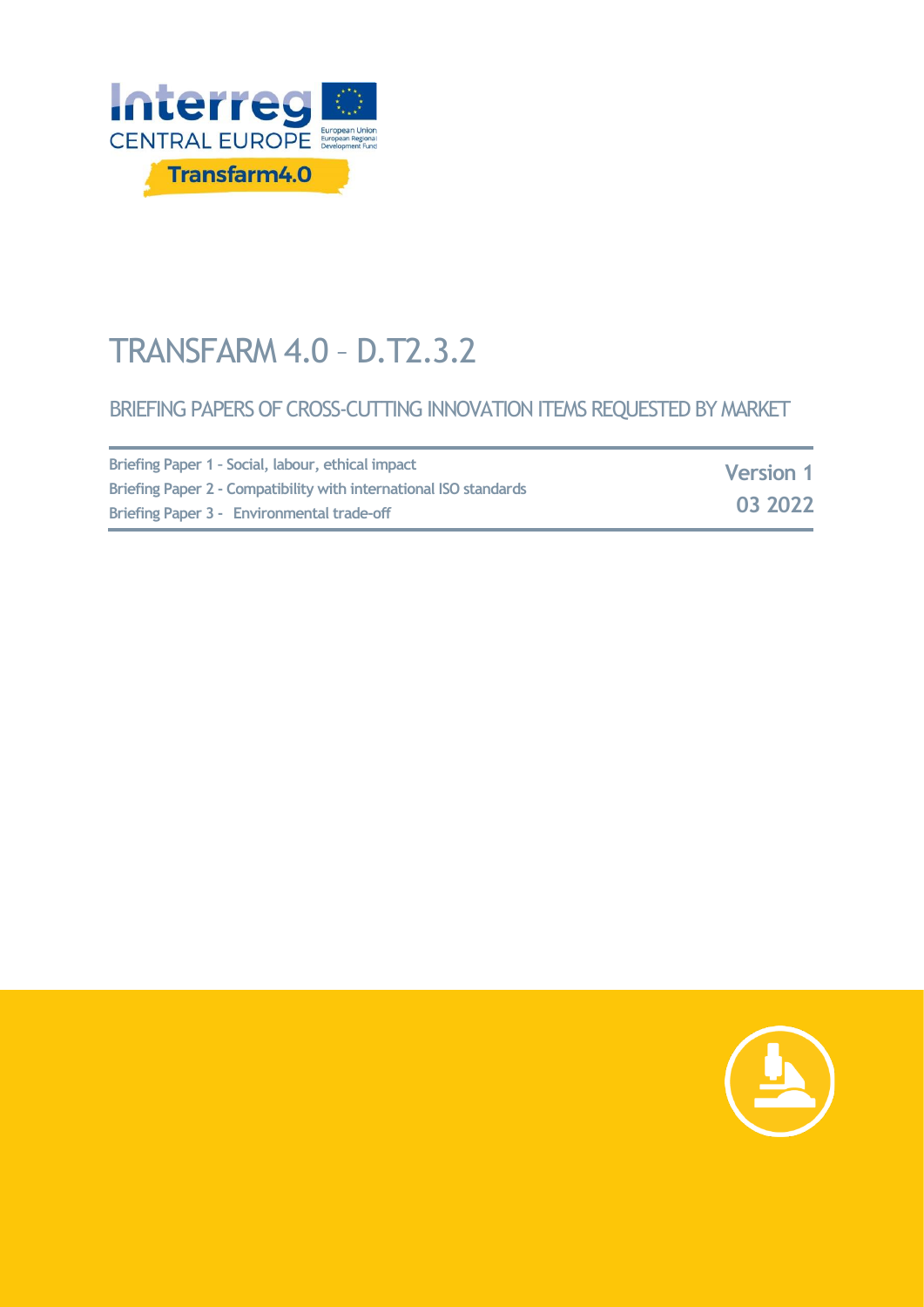Interreg CENTRAL EUROPE

European Union
European Regional Development Fund

Transfarm4.0

# TRANSFARM 4.0 – D.T2.3.2

## BRIEFING PAPERS OF CROSS-CUTTING INNOVATION ITEMS REQUESTED BY MARKET

| | |
|---|---|
| **Briefing Paper 1 – Social, labour, ethical impact** | **Version 1** |
| **Briefing Paper 2 - Compatibility with international ISO standards** | |
| **Briefing Paper 3 - Environmental trade-off** | **03 2022** |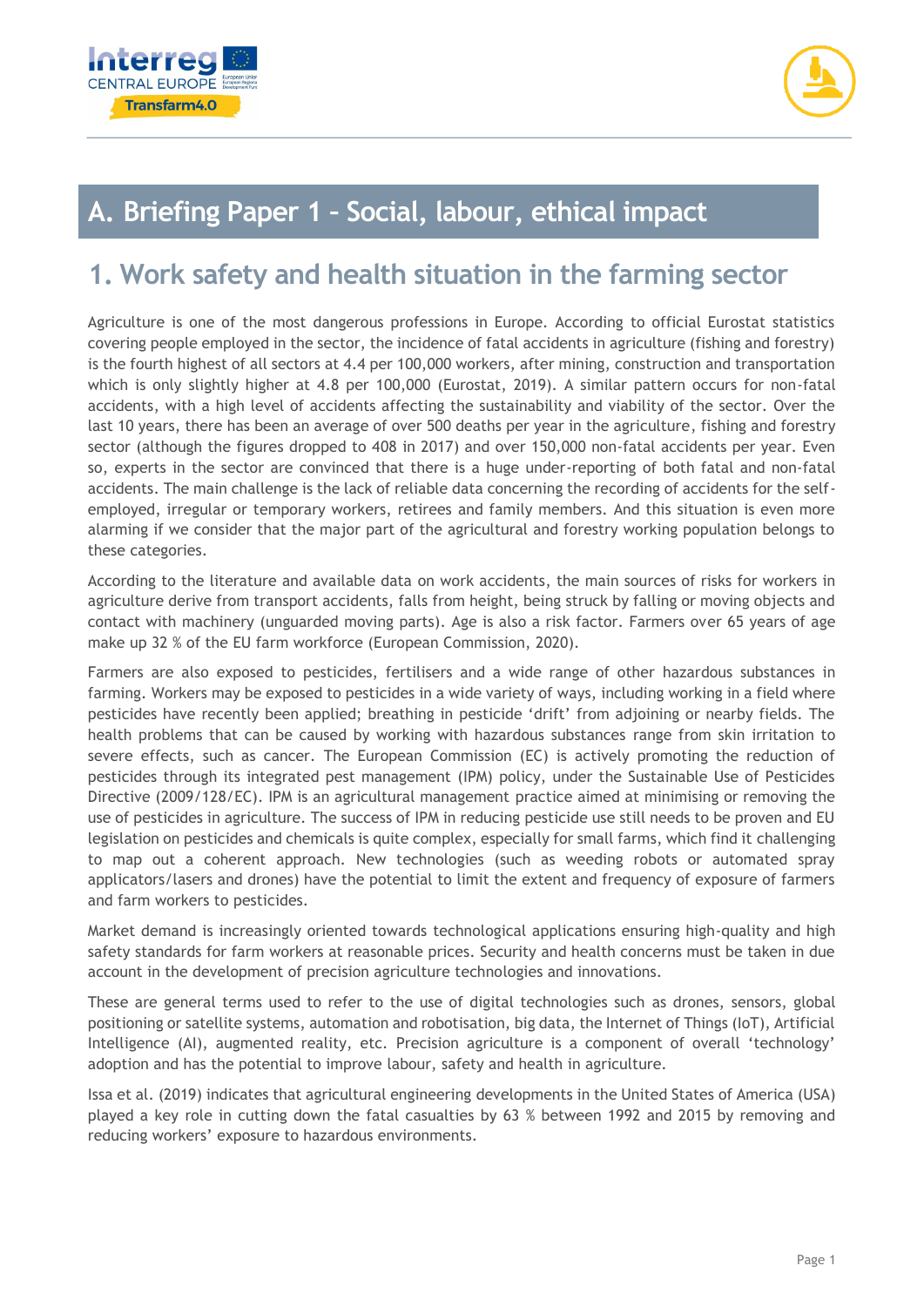# A. Briefing Paper 1 – Social, labour, ethical impact

## 1. Work safety and health situation in the farming sector

Agriculture is one of the most dangerous professions in Europe. According to official Eurostat statistics covering people employed in the sector, the incidence of fatal accidents in agriculture (fishing and forestry) is the fourth highest of all sectors at 4.4 per 100,000 workers, after mining, construction and transportation which is only slightly higher at 4.8 per 100,000 (Eurostat, 2019). A similar pattern occurs for non-fatal accidents, with a high level of accidents affecting the sustainability and viability of the sector. Over the last 10 years, there has been an average of over 500 deaths per year in the agriculture, fishing and forestry sector (although the figures dropped to 408 in 2017) and over 150,000 non-fatal accidents per year. Even so, experts in the sector are convinced that there is a huge under-reporting of both fatal and non-fatal accidents. The main challenge is the lack of reliable data concerning the recording of accidents for the self-employed, irregular or temporary workers, retirees and family members. And this situation is even more alarming if we consider that the major part of the agricultural and forestry working population belongs to these categories.

According to the literature and available data on work accidents, the main sources of risks for workers in agriculture derive from transport accidents, falls from height, being struck by falling or moving objects and contact with machinery (unguarded moving parts). Age is also a risk factor. Farmers over 65 years of age make up 32 % of the EU farm workforce (European Commission, 2020).

Farmers are also exposed to pesticides, fertilisers and a wide range of other hazardous substances in farming. Workers may be exposed to pesticides in a wide variety of ways, including working in a field where pesticides have recently been applied; breathing in pesticide 'drift' from adjoining or nearby fields. The health problems that can be caused by working with hazardous substances range from skin irritation to severe effects, such as cancer. The European Commission (EC) is actively promoting the reduction of pesticides through its integrated pest management (IPM) policy, under the Sustainable Use of Pesticides Directive (2009/128/EC). IPM is an agricultural management practice aimed at minimising or removing the use of pesticides in agriculture. The success of IPM in reducing pesticide use still needs to be proven and EU legislation on pesticides and chemicals is quite complex, especially for small farms, which find it challenging to map out a coherent approach. New technologies (such as weeding robots or automated spray applicators/lasers and drones) have the potential to limit the extent and frequency of exposure of farmers and farm workers to pesticides.

Market demand is increasingly oriented towards technological applications ensuring high-quality and high safety standards for farm workers at reasonable prices. Security and health concerns must be taken in due account in the development of precision agriculture technologies and innovations.

These are general terms used to refer to the use of digital technologies such as drones, sensors, global positioning or satellite systems, automation and robotisation, big data, the Internet of Things (IoT), Artificial Intelligence (AI), augmented reality, etc. Precision agriculture is a component of overall 'technology' adoption and has the potential to improve labour, safety and health in agriculture.

Issa et al. (2019) indicates that agricultural engineering developments in the United States of America (USA) played a key role in cutting down the fatal casualties by 63 % between 1992 and 2015 by removing and reducing workers' exposure to hazardous environments.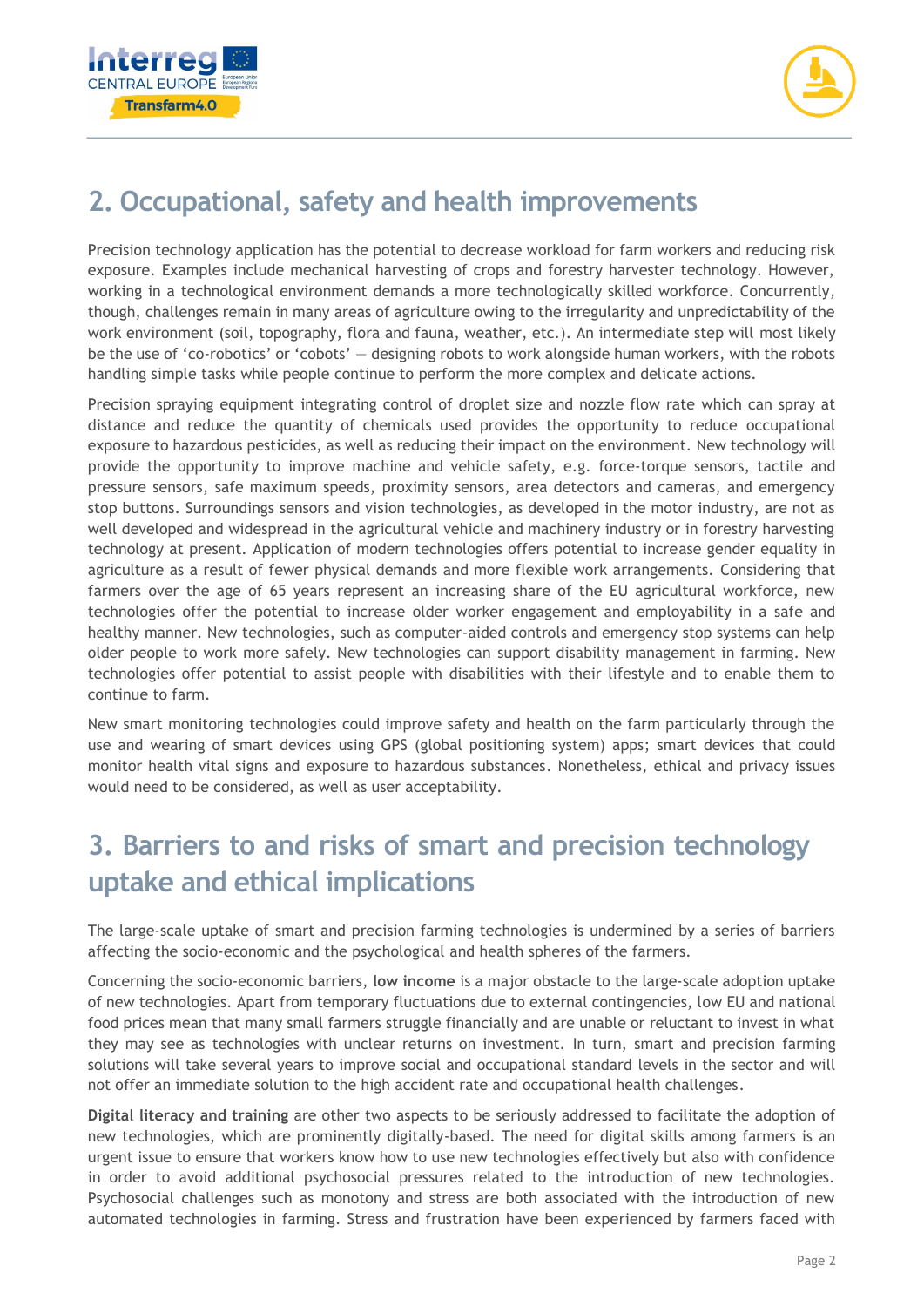## 2. Occupational, safety and health improvements

Precision technology application has the potential to decrease workload for farm workers and reducing risk exposure. Examples include mechanical harvesting of crops and forestry harvester technology. However, working in a technological environment demands a more technologically skilled workforce. Concurrently, though, challenges remain in many areas of agriculture owing to the irregularity and unpredictability of the work environment (soil, topography, flora and fauna, weather, etc.). An intermediate step will most likely be the use of 'co-robotics' or 'cobots' — designing robots to work alongside human workers, with the robots handling simple tasks while people continue to perform the more complex and delicate actions.

Precision spraying equipment integrating control of droplet size and nozzle flow rate which can spray at distance and reduce the quantity of chemicals used provides the opportunity to reduce occupational exposure to hazardous pesticides, as well as reducing their impact on the environment. New technology will provide the opportunity to improve machine and vehicle safety, e.g. force-torque sensors, tactile and pressure sensors, safe maximum speeds, proximity sensors, area detectors and cameras, and emergency stop buttons. Surroundings sensors and vision technologies, as developed in the motor industry, are not as well developed and widespread in the agricultural vehicle and machinery industry or in forestry harvesting technology at present. Application of modern technologies offers potential to increase gender equality in agriculture as a result of fewer physical demands and more flexible work arrangements. Considering that farmers over the age of 65 years represent an increasing share of the EU agricultural workforce, new technologies offer the potential to increase older worker engagement and employability in a safe and healthy manner. New technologies, such as computer-aided controls and emergency stop systems can help older people to work more safely. New technologies can support disability management in farming. New technologies offer potential to assist people with disabilities with their lifestyle and to enable them to continue to farm.

New smart monitoring technologies could improve safety and health on the farm particularly through the use and wearing of smart devices using GPS (global positioning system) apps; smart devices that could monitor health vital signs and exposure to hazardous substances. Nonetheless, ethical and privacy issues would need to be considered, as well as user acceptability.

## 3. Barriers to and risks of smart and precision technology uptake and ethical implications

The large-scale uptake of smart and precision farming technologies is undermined by a series of barriers affecting the socio-economic and the psychological and health spheres of the farmers.

Concerning the socio-economic barriers, **low income** is a major obstacle to the large-scale adoption uptake of new technologies. Apart from temporary fluctuations due to external contingencies, low EU and national food prices mean that many small farmers struggle financially and are unable or reluctant to invest in what they may see as technologies with unclear returns on investment. In turn, smart and precision farming solutions will take several years to improve social and occupational standard levels in the sector and will not offer an immediate solution to the high accident rate and occupational health challenges.

**Digital literacy and training** are other two aspects to be seriously addressed to facilitate the adoption of new technologies, which are prominently digitally-based. The need for digital skills among farmers is an urgent issue to ensure that workers know how to use new technologies effectively but also with confidence in order to avoid additional psychosocial pressures related to the introduction of new technologies. Psychosocial challenges such as monotony and stress are both associated with the introduction of new automated technologies in farming. Stress and frustration have been experienced by farmers faced with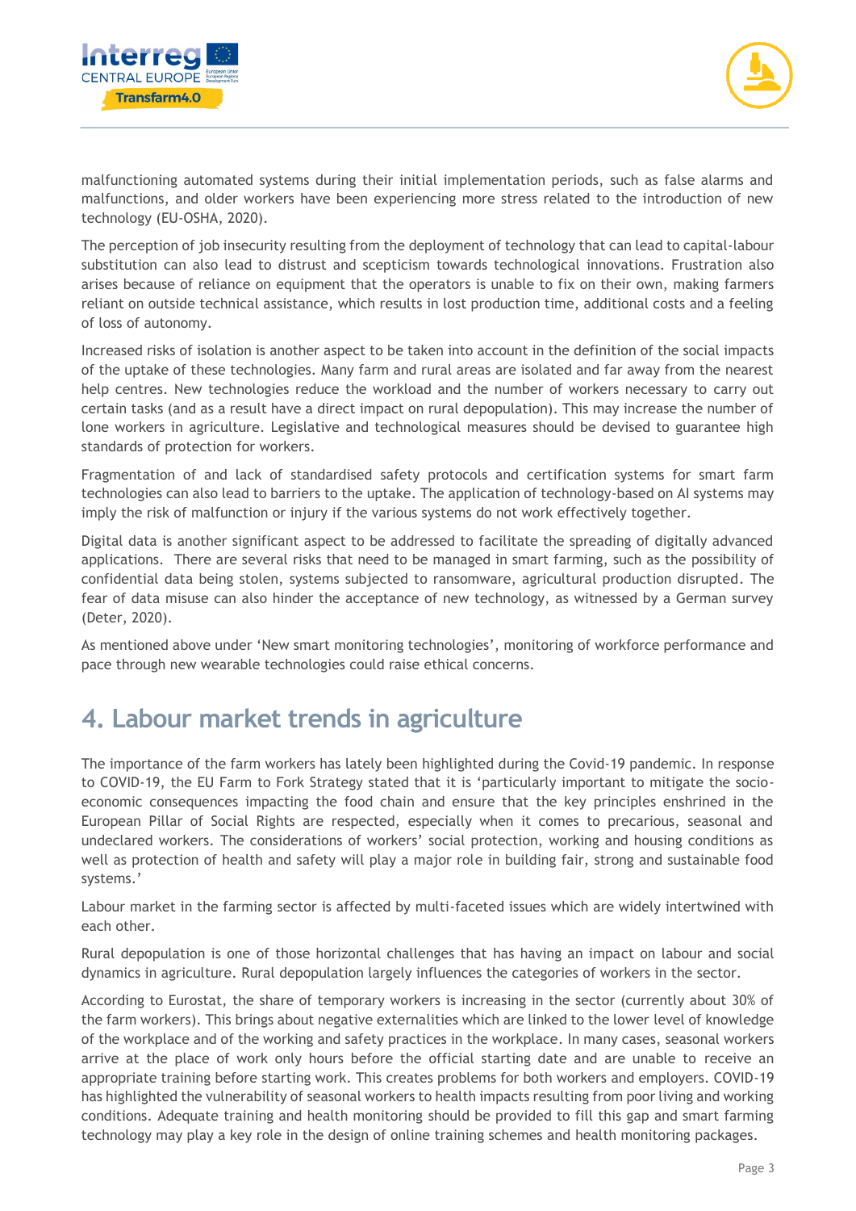malfunctioning automated systems during their initial implementation periods, such as false alarms and malfunctions, and older workers have been experiencing more stress related to the introduction of new technology (EU-OSHA, 2020).

The perception of job insecurity resulting from the deployment of technology that can lead to capital-labour substitution can also lead to distrust and scepticism towards technological innovations. Frustration also arises because of reliance on equipment that the operators is unable to fix on their own, making farmers reliant on outside technical assistance, which results in lost production time, additional costs and a feeling of loss of autonomy.

Increased risks of isolation is another aspect to be taken into account in the definition of the social impacts of the uptake of these technologies. Many farm and rural areas are isolated and far away from the nearest help centres. New technologies reduce the workload and the number of workers necessary to carry out certain tasks (and as a result have a direct impact on rural depopulation). This may increase the number of lone workers in agriculture. Legislative and technological measures should be devised to guarantee high standards of protection for workers.

Fragmentation of and lack of standardised safety protocols and certification systems for smart farm technologies can also lead to barriers to the uptake. The application of technology-based on AI systems may imply the risk of malfunction or injury if the various systems do not work effectively together.

Digital data is another significant aspect to be addressed to facilitate the spreading of digitally advanced applications. There are several risks that need to be managed in smart farming, such as the possibility of confidential data being stolen, systems subjected to ransomware, agricultural production disrupted. The fear of data misuse can also hinder the acceptance of new technology, as witnessed by a German survey (Deter, 2020).

As mentioned above under 'New smart monitoring technologies', monitoring of workforce performance and pace through new wearable technologies could raise ethical concerns.

# 4. Labour market trends in agriculture

The importance of the farm workers has lately been highlighted during the Covid-19 pandemic. In response to COVID-19, the EU Farm to Fork Strategy stated that it is 'particularly important to mitigate the socio-economic consequences impacting the food chain and ensure that the key principles enshrined in the European Pillar of Social Rights are respected, especially when it comes to precarious, seasonal and undeclared workers. The considerations of workers' social protection, working and housing conditions as well as protection of health and safety will play a major role in building fair, strong and sustainable food systems.'

Labour market in the farming sector is affected by multi-faceted issues which are widely intertwined with each other.

Rural depopulation is one of those horizontal challenges that has having an impact on labour and social dynamics in agriculture. Rural depopulation largely influences the categories of workers in the sector.

According to Eurostat, the share of temporary workers is increasing in the sector (currently about 30% of the farm workers). This brings about negative externalities which are linked to the lower level of knowledge of the workplace and of the working and safety practices in the workplace. In many cases, seasonal workers arrive at the place of work only hours before the official starting date and are unable to receive an appropriate training before starting work. This creates problems for both workers and employers. COVID-19 has highlighted the vulnerability of seasonal workers to health impacts resulting from poor living and working conditions. Adequate training and health monitoring should be provided to fill this gap and smart farming technology may play a key role in the design of online training schemes and health monitoring packages.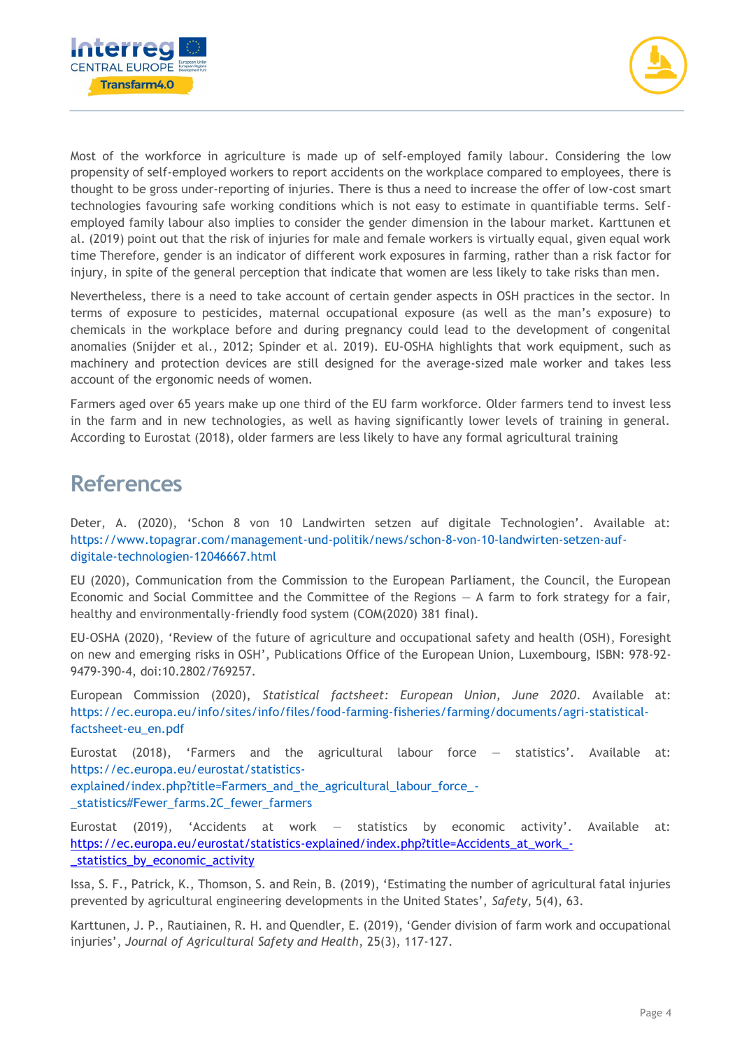Most of the workforce in agriculture is made up of self-employed family labour. Considering the low propensity of self-employed workers to report accidents on the workplace compared to employees, there is thought to be gross under-reporting of injuries. There is thus a need to increase the offer of low-cost smart technologies favouring safe working conditions which is not easy to estimate in quantifiable terms. Self-employed family labour also implies to consider the gender dimension in the labour market. Karttunen et al. (2019) point out that the risk of injuries for male and female workers is virtually equal, given equal work time Therefore, gender is an indicator of different work exposures in farming, rather than a risk factor for injury, in spite of the general perception that indicate that women are less likely to take risks than men.

Nevertheless, there is a need to take account of certain gender aspects in OSH practices in the sector. In terms of exposure to pesticides, maternal occupational exposure (as well as the man's exposure) to chemicals in the workplace before and during pregnancy could lead to the development of congenital anomalies (Snijder et al., 2012; Spinder et al. 2019). EU-OSHA highlights that work equipment, such as machinery and protection devices are still designed for the average-sized male worker and takes less account of the ergonomic needs of women.

Farmers aged over 65 years make up one third of the EU farm workforce. Older farmers tend to invest less in the farm and in new technologies, as well as having significantly lower levels of training in general. According to Eurostat (2018), older farmers are less likely to have any formal agricultural training

# References

Deter, A. (2020), 'Schon 8 von 10 Landwirten setzen auf digitale Technologien'. Available at: https://www.topagrar.com/management-und-politik/news/schon-8-von-10-landwirten-setzen-auf-digitale-technologien-12046667.html

EU (2020), Communication from the Commission to the European Parliament, the Council, the European Economic and Social Committee and the Committee of the Regions — A farm to fork strategy for a fair, healthy and environmentally-friendly food system (COM(2020) 381 final).

EU-OSHA (2020), 'Review of the future of agriculture and occupational safety and health (OSH), Foresight on new and emerging risks in OSH', Publications Office of the European Union, Luxembourg, ISBN: 978-92-9479-390-4, doi:10.2802/769257.

European Commission (2020), *Statistical factsheet: European Union, June 2020*. Available at: https://ec.europa.eu/info/sites/info/files/food-farming-fisheries/farming/documents/agri-statistical-factsheet-eu_en.pdf

Eurostat (2018), 'Farmers and the agricultural labour force — statistics'. Available at: https://ec.europa.eu/eurostat/statistics-explained/index.php?title=Farmers_and_the_agricultural_labour_force_-_statistics#Fewer_farms.2C_fewer_farmers

Eurostat (2019), 'Accidents at work — statistics by economic activity'. Available at: https://ec.europa.eu/eurostat/statistics-explained/index.php?title=Accidents_at_work_-_statistics_by_economic_activity

Issa, S. F., Patrick, K., Thomson, S. and Rein, B. (2019), 'Estimating the number of agricultural fatal injuries prevented by agricultural engineering developments in the United States', *Safety*, 5(4), 63.

Karttunen, J. P., Rautiainen, R. H. and Quendler, E. (2019), 'Gender division of farm work and occupational injuries', *Journal of Agricultural Safety and Health*, 25(3), 117-127.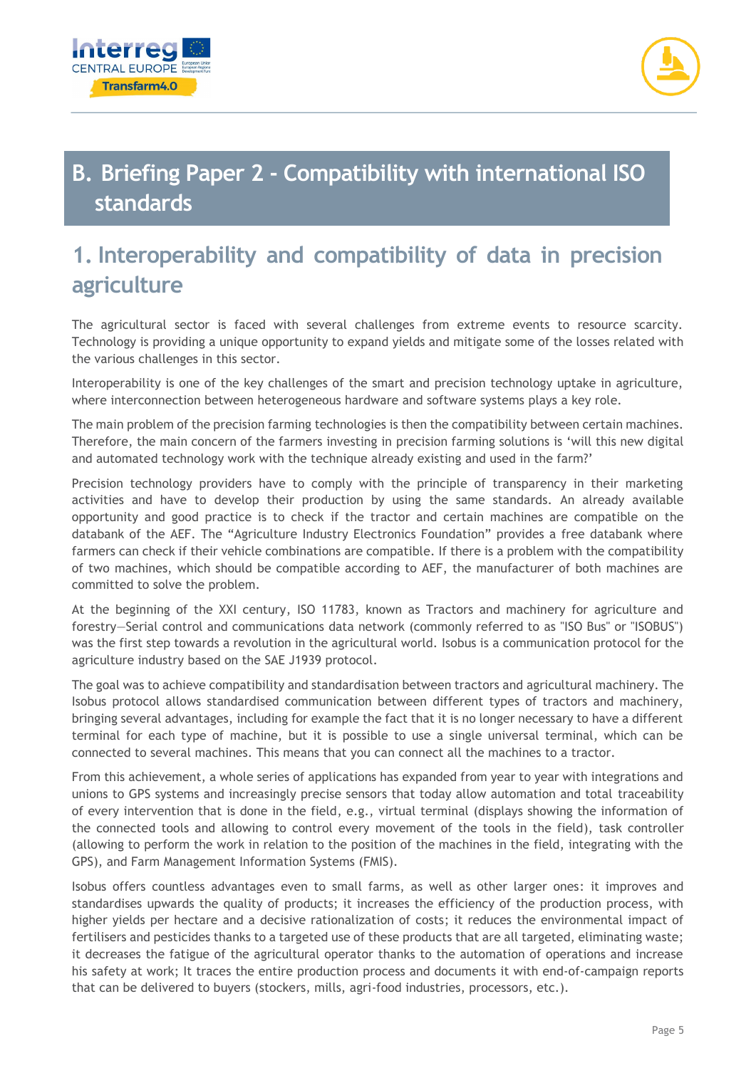# B. Briefing Paper 2 - Compatibility with international ISO standards

## 1. Interoperability and compatibility of data in precision agriculture

The agricultural sector is faced with several challenges from extreme events to resource scarcity. Technology is providing a unique opportunity to expand yields and mitigate some of the losses related with the various challenges in this sector.

Interoperability is one of the key challenges of the smart and precision technology uptake in agriculture, where interconnection between heterogeneous hardware and software systems plays a key role.

The main problem of the precision farming technologies is then the compatibility between certain machines. Therefore, the main concern of the farmers investing in precision farming solutions is 'will this new digital and automated technology work with the technique already existing and used in the farm?'

Precision technology providers have to comply with the principle of transparency in their marketing activities and have to develop their production by using the same standards. An already available opportunity and good practice is to check if the tractor and certain machines are compatible on the databank of the AEF. The "Agriculture Industry Electronics Foundation" provides a free databank where farmers can check if their vehicle combinations are compatible. If there is a problem with the compatibility of two machines, which should be compatible according to AEF, the manufacturer of both machines are committed to solve the problem.

At the beginning of the XXI century, ISO 11783, known as Tractors and machinery for agriculture and forestry—Serial control and communications data network (commonly referred to as "ISO Bus" or "ISOBUS") was the first step towards a revolution in the agricultural world. Isobus is a communication protocol for the agriculture industry based on the SAE J1939 protocol.

The goal was to achieve compatibility and standardisation between tractors and agricultural machinery. The Isobus protocol allows standardised communication between different types of tractors and machinery, bringing several advantages, including for example the fact that it is no longer necessary to have a different terminal for each type of machine, but it is possible to use a single universal terminal, which can be connected to several machines. This means that you can connect all the machines to a tractor.

From this achievement, a whole series of applications has expanded from year to year with integrations and unions to GPS systems and increasingly precise sensors that today allow automation and total traceability of every intervention that is done in the field, e.g., virtual terminal (displays showing the information of the connected tools and allowing to control every movement of the tools in the field), task controller (allowing to perform the work in relation to the position of the machines in the field, integrating with the GPS), and Farm Management Information Systems (FMIS).

Isobus offers countless advantages even to small farms, as well as other larger ones: it improves and standardises upwards the quality of products; it increases the efficiency of the production process, with higher yields per hectare and a decisive rationalization of costs; it reduces the environmental impact of fertilisers and pesticides thanks to a targeted use of these products that are all targeted, eliminating waste; it decreases the fatigue of the agricultural operator thanks to the automation of operations and increase his safety at work; It traces the entire production process and documents it with end-of-campaign reports that can be delivered to buyers (stockers, mills, agri-food industries, processors, etc.).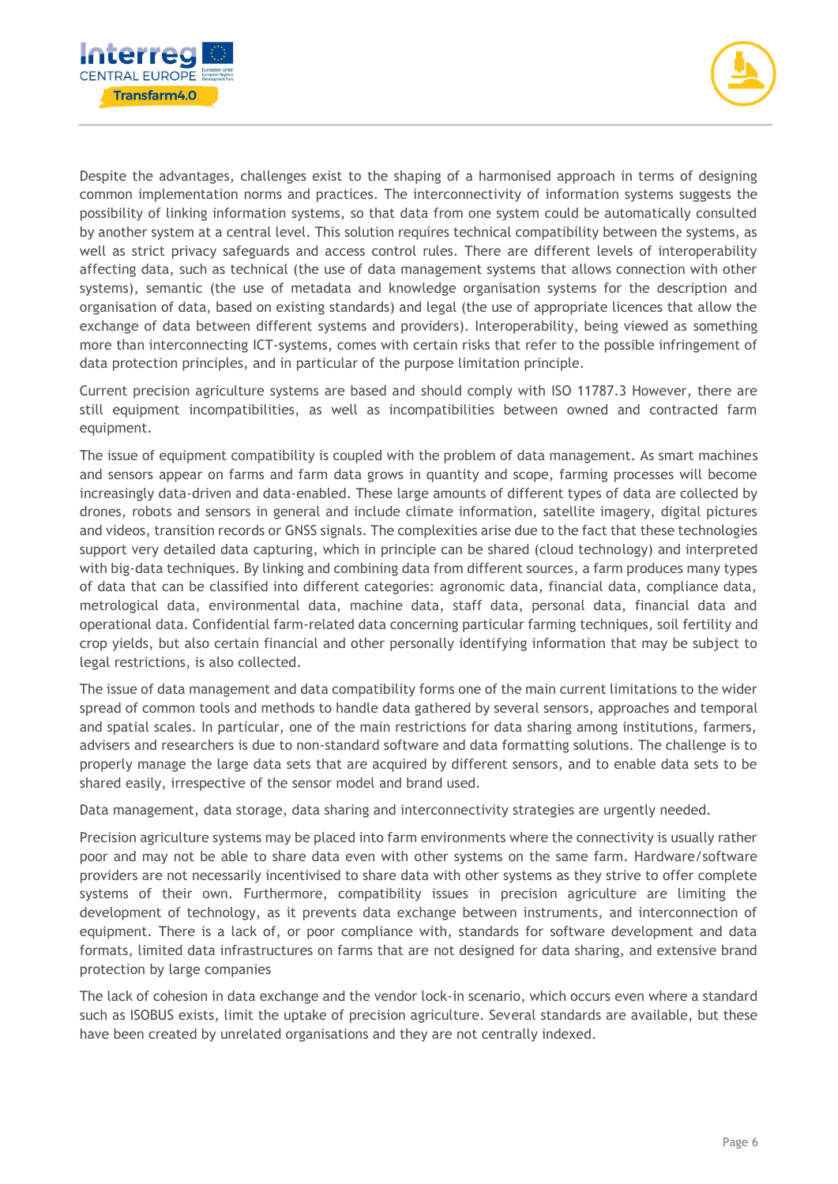Despite the advantages, challenges exist to the shaping of a harmonised approach in terms of designing common implementation norms and practices. The interconnectivity of information systems suggests the possibility of linking information systems, so that data from one system could be automatically consulted by another system at a central level. This solution requires technical compatibility between the systems, as well as strict privacy safeguards and access control rules. There are different levels of interoperability affecting data, such as technical (the use of data management systems that allows connection with other systems), semantic (the use of metadata and knowledge organisation systems for the description and organisation of data, based on existing standards) and legal (the use of appropriate licences that allow the exchange of data between different systems and providers). Interoperability, being viewed as something more than interconnecting ICT-systems, comes with certain risks that refer to the possible infringement of data protection principles, and in particular of the purpose limitation principle.

Current precision agriculture systems are based and should comply with ISO 11787.3 However, there are still equipment incompatibilities, as well as incompatibilities between owned and contracted farm equipment.

The issue of equipment compatibility is coupled with the problem of data management. As smart machines and sensors appear on farms and farm data grows in quantity and scope, farming processes will become increasingly data-driven and data-enabled. These large amounts of different types of data are collected by drones, robots and sensors in general and include climate information, satellite imagery, digital pictures and videos, transition records or GNSS signals. The complexities arise due to the fact that these technologies support very detailed data capturing, which in principle can be shared (cloud technology) and interpreted with big-data techniques. By linking and combining data from different sources, a farm produces many types of data that can be classified into different categories: agronomic data, financial data, compliance data, metrological data, environmental data, machine data, staff data, personal data, financial data and operational data. Confidential farm-related data concerning particular farming techniques, soil fertility and crop yields, but also certain financial and other personally identifying information that may be subject to legal restrictions, is also collected.

The issue of data management and data compatibility forms one of the main current limitations to the wider spread of common tools and methods to handle data gathered by several sensors, approaches and temporal and spatial scales. In particular, one of the main restrictions for data sharing among institutions, farmers, advisers and researchers is due to non-standard software and data formatting solutions. The challenge is to properly manage the large data sets that are acquired by different sensors, and to enable data sets to be shared easily, irrespective of the sensor model and brand used.

Data management, data storage, data sharing and interconnectivity strategies are urgently needed.

Precision agriculture systems may be placed into farm environments where the connectivity is usually rather poor and may not be able to share data even with other systems on the same farm. Hardware/software providers are not necessarily incentivised to share data with other systems as they strive to offer complete systems of their own. Furthermore, compatibility issues in precision agriculture are limiting the development of technology, as it prevents data exchange between instruments, and interconnection of equipment. There is a lack of, or poor compliance with, standards for software development and data formats, limited data infrastructures on farms that are not designed for data sharing, and extensive brand protection by large companies

The lack of cohesion in data exchange and the vendor lock-in scenario, which occurs even where a standard such as ISOBUS exists, limit the uptake of precision agriculture. Several standards are available, but these have been created by unrelated organisations and they are not centrally indexed.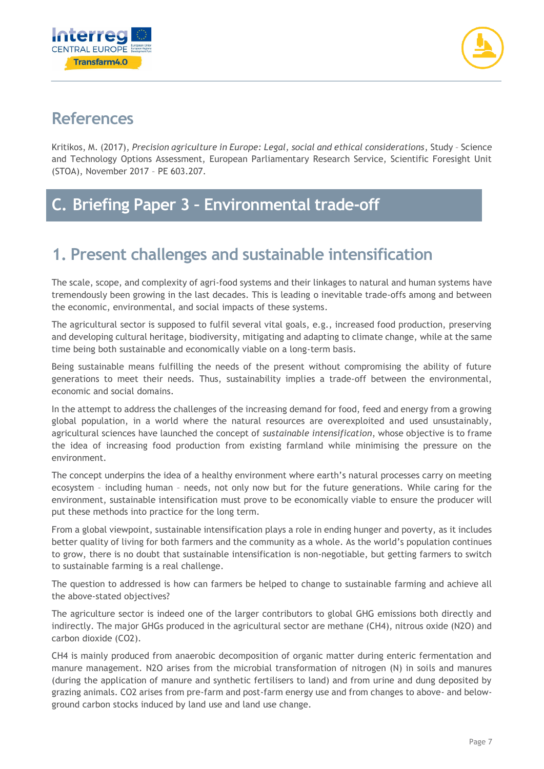## References

Kritikos, M. (2017), *Precision agriculture in Europe: Legal, social and ethical considerations*, Study – Science and Technology Options Assessment, European Parliamentary Research Service, Scientific Foresight Unit (STOA), November 2017 – PE 603.207.

# C. Briefing Paper 3 – Environmental trade-off

## 1. Present challenges and sustainable intensification

The scale, scope, and complexity of agri-food systems and their linkages to natural and human systems have tremendously been growing in the last decades. This is leading o inevitable trade-offs among and between the economic, environmental, and social impacts of these systems.

The agricultural sector is supposed to fulfil several vital goals, e.g., increased food production, preserving and developing cultural heritage, biodiversity, mitigating and adapting to climate change, while at the same time being both sustainable and economically viable on a long-term basis.

Being sustainable means fulfilling the needs of the present without compromising the ability of future generations to meet their needs. Thus, sustainability implies a trade-off between the environmental, economic and social domains.

In the attempt to address the challenges of the increasing demand for food, feed and energy from a growing global population, in a world where the natural resources are overexploited and used unsustainably, agricultural sciences have launched the concept of *sustainable intensification*, whose objective is to frame the idea of increasing food production from existing farmland while minimising the pressure on the environment.

The concept underpins the idea of a healthy environment where earth's natural processes carry on meeting ecosystem – including human – needs, not only now but for the future generations. While caring for the environment, sustainable intensification must prove to be economically viable to ensure the producer will put these methods into practice for the long term.

From a global viewpoint, sustainable intensification plays a role in ending hunger and poverty, as it includes better quality of living for both farmers and the community as a whole. As the world's population continues to grow, there is no doubt that sustainable intensification is non-negotiable, but getting farmers to switch to sustainable farming is a real challenge.

The question to addressed is how can farmers be helped to change to sustainable farming and achieve all the above-stated objectives?

The agriculture sector is indeed one of the larger contributors to global GHG emissions both directly and indirectly. The major GHGs produced in the agricultural sector are methane ($CH_4$), nitrous oxide ($N_2O$) and carbon dioxide ($CO_2$).

$CH_4$ is mainly produced from anaerobic decomposition of organic matter during enteric fermentation and manure management. $N_2O$ arises from the microbial transformation of nitrogen (N) in soils and manures (during the application of manure and synthetic fertilisers to land) and from urine and dung deposited by grazing animals. $CO_2$ arises from pre-farm and post-farm energy use and from changes to above- and below-ground carbon stocks induced by land use and land use change.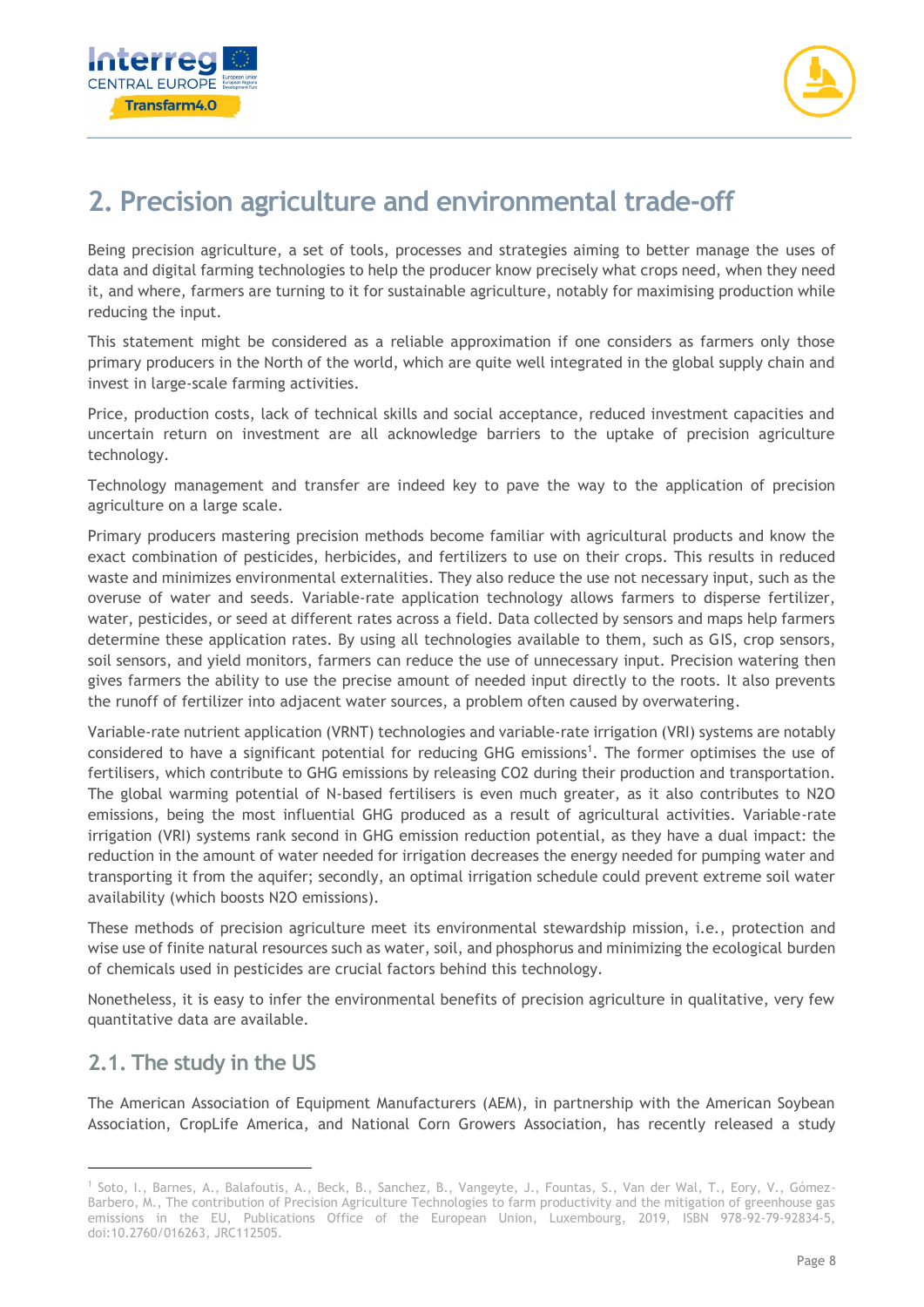# 2. Precision agriculture and environmental trade-off

Being precision agriculture, a set of tools, processes and strategies aiming to better manage the uses of data and digital farming technologies to help the producer know precisely what crops need, when they need it, and where, farmers are turning to it for sustainable agriculture, notably for maximising production while reducing the input.

This statement might be considered as a reliable approximation if one considers as farmers only those primary producers in the North of the world, which are quite well integrated in the global supply chain and invest in large-scale farming activities.

Price, production costs, lack of technical skills and social acceptance, reduced investment capacities and uncertain return on investment are all acknowledge barriers to the uptake of precision agriculture technology.

Technology management and transfer are indeed key to pave the way to the application of precision agriculture on a large scale.

Primary producers mastering precision methods become familiar with agricultural products and know the exact combination of pesticides, herbicides, and fertilizers to use on their crops. This results in reduced waste and minimizes environmental externalities. They also reduce the use not necessary input, such as the overuse of water and seeds. Variable-rate application technology allows farmers to disperse fertilizer, water, pesticides, or seed at different rates across a field. Data collected by sensors and maps help farmers determine these application rates. By using all technologies available to them, such as GIS, crop sensors, soil sensors, and yield monitors, farmers can reduce the use of unnecessary input. Precision watering then gives farmers the ability to use the precise amount of needed input directly to the roots. It also prevents the runoff of fertilizer into adjacent water sources, a problem often caused by overwatering.

Variable-rate nutrient application (VRNT) technologies and variable-rate irrigation (VRI) systems are notably considered to have a significant potential for reducing GHG emissions[1]. The former optimises the use of fertilisers, which contribute to GHG emissions by releasing $CO_2$ during their production and transportation. The global warming potential of N-based fertilisers is even much greater, as it also contributes to $N_2O$ emissions, being the most influential GHG produced as a result of agricultural activities. Variable-rate irrigation (VRI) systems rank second in GHG emission reduction potential, as they have a dual impact: the reduction in the amount of water needed for irrigation decreases the energy needed for pumping water and transporting it from the aquifer; secondly, an optimal irrigation schedule could prevent extreme soil water availability (which boosts $N_2O$ emissions).

These methods of precision agriculture meet its environmental stewardship mission, i.e., protection and wise use of finite natural resources such as water, soil, and phosphorus and minimizing the ecological burden of chemicals used in pesticides are crucial factors behind this technology.

Nonetheless, it is easy to infer the environmental benefits of precision agriculture in qualitative, very few quantitative data are available.

## 2.1. The study in the US

The American Association of Equipment Manufacturers (AEM), in partnership with the American Soybean Association, CropLife America, and National Corn Growers Association, has recently released a study

---

[1] Soto, I., Barnes, A., Balafoutis, A., Beck, B., Sanchez, B., Vangeyte, J., Fountas, S., Van der Wal, T., Eory, V., Gómez-Barbero, M., The contribution of Precision Agriculture Technologies to farm productivity and the mitigation of greenhouse gas emissions in the EU, Publications Office of the European Union, Luxembourg, 2019, ISBN 978-92-79-92834-5, doi:10.2760/016263, JRC112505.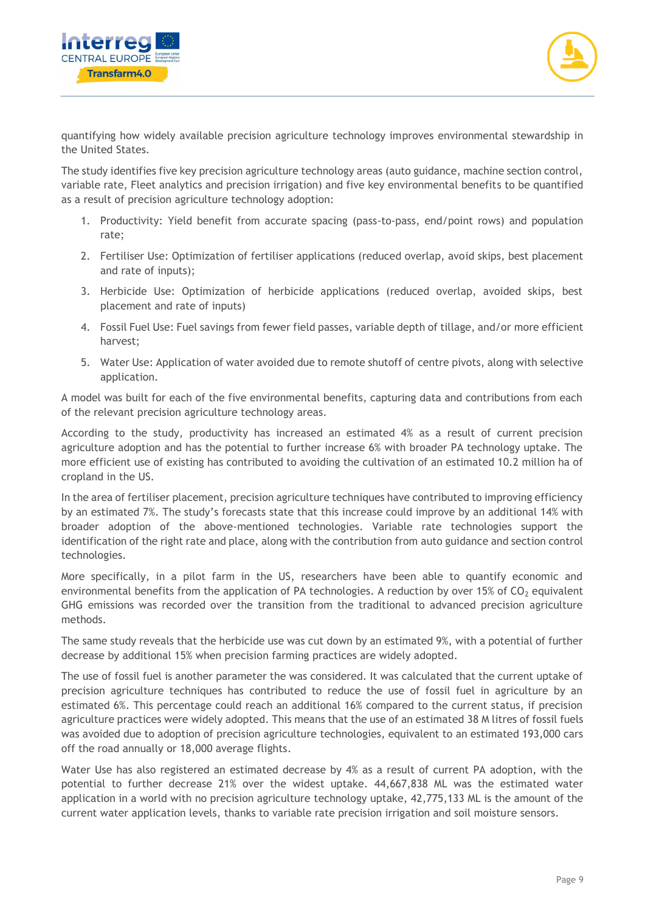quantifying how widely available precision agriculture technology improves environmental stewardship in the United States.

The study identifies five key precision agriculture technology areas (auto guidance, machine section control, variable rate, Fleet analytics and precision irrigation) and five key environmental benefits to be quantified as a result of precision agriculture technology adoption:

1. Productivity: Yield benefit from accurate spacing (pass-to-pass, end/point rows) and population rate;
2. Fertiliser Use: Optimization of fertiliser applications (reduced overlap, avoid skips, best placement and rate of inputs);
3. Herbicide Use: Optimization of herbicide applications (reduced overlap, avoided skips, best placement and rate of inputs)
4. Fossil Fuel Use: Fuel savings from fewer field passes, variable depth of tillage, and/or more efficient harvest;
5. Water Use: Application of water avoided due to remote shutoff of centre pivots, along with selective application.

A model was built for each of the five environmental benefits, capturing data and contributions from each of the relevant precision agriculture technology areas.

According to the study, productivity has increased an estimated 4% as a result of current precision agriculture adoption and has the potential to further increase 6% with broader PA technology uptake. The more efficient use of existing has contributed to avoiding the cultivation of an estimated 10.2 million ha of cropland in the US.

In the area of fertiliser placement, precision agriculture techniques have contributed to improving efficiency by an estimated 7%. The study's forecasts state that this increase could improve by an additional 14% with broader adoption of the above-mentioned technologies. Variable rate technologies support the identification of the right rate and place, along with the contribution from auto guidance and section control technologies.

More specifically, in a pilot farm in the US, researchers have been able to quantify economic and environmental benefits from the application of PA technologies. A reduction by over 15% of $CO_2$ equivalent GHG emissions was recorded over the transition from the traditional to advanced precision agriculture methods.

The same study reveals that the herbicide use was cut down by an estimated 9%, with a potential of further decrease by additional 15% when precision farming practices are widely adopted.

The use of fossil fuel is another parameter the was considered. It was calculated that the current uptake of precision agriculture techniques has contributed to reduce the use of fossil fuel in agriculture by an estimated 6%. This percentage could reach an additional 16% compared to the current status, if precision agriculture practices were widely adopted. This means that the use of an estimated 38 M litres of fossil fuels was avoided due to adoption of precision agriculture technologies, equivalent to an estimated 193,000 cars off the road annually or 18,000 average flights.

Water Use has also registered an estimated decrease by 4% as a result of current PA adoption, with the potential to further decrease 21% over the widest uptake. 44,667,838 ML was the estimated water application in a world with no precision agriculture technology uptake, 42,775,133 ML is the amount of the current water application levels, thanks to variable rate precision irrigation and soil moisture sensors.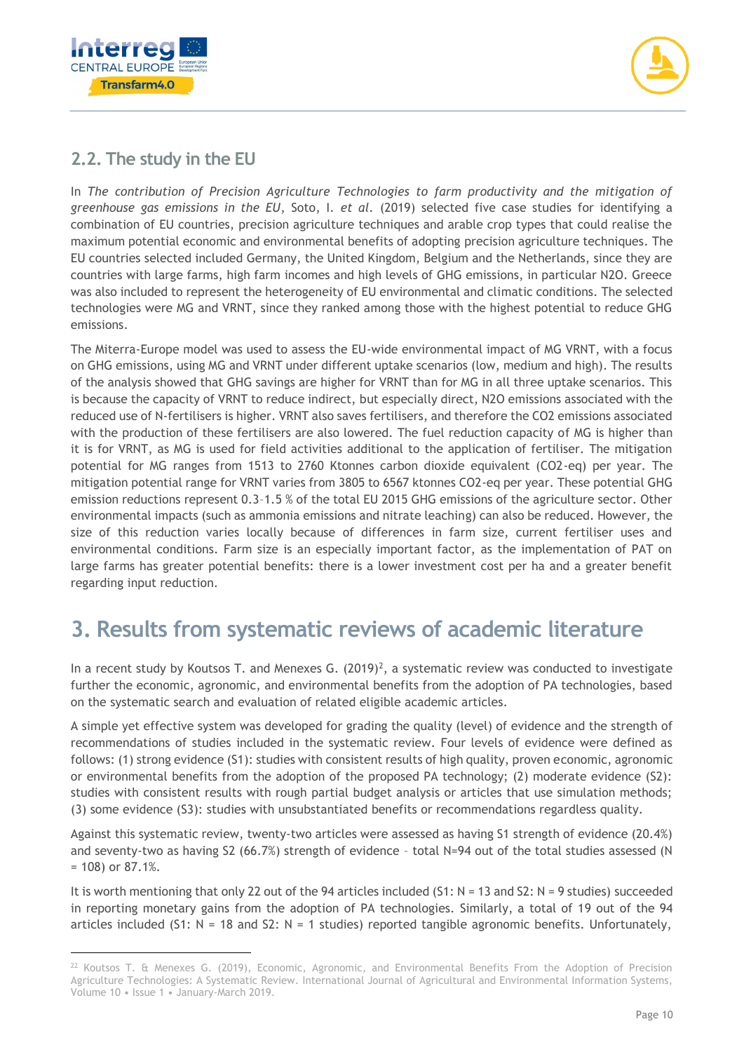## 2.2. The study in the EU

In *The contribution of Precision Agriculture Technologies to farm productivity and the mitigation of greenhouse gas emissions in the EU*, Soto, I. *et al*. (2019) selected five case studies for identifying a combination of EU countries, precision agriculture techniques and arable crop types that could realise the maximum potential economic and environmental benefits of adopting precision agriculture techniques. The EU countries selected included Germany, the United Kingdom, Belgium and the Netherlands, since they are countries with large farms, high farm incomes and high levels of GHG emissions, in particular N2O. Greece was also included to represent the heterogeneity of EU environmental and climatic conditions. The selected technologies were MG and VRNT, since they ranked among those with the highest potential to reduce GHG emissions.

The Miterra-Europe model was used to assess the EU-wide environmental impact of MG VRNT, with a focus on GHG emissions, using MG and VRNT under different uptake scenarios (low, medium and high). The results of the analysis showed that GHG savings are higher for VRNT than for MG in all three uptake scenarios. This is because the capacity of VRNT to reduce indirect, but especially direct, N2O emissions associated with the reduced use of N-fertilisers is higher. VRNT also saves fertilisers, and therefore the CO2 emissions associated with the production of these fertilisers are also lowered. The fuel reduction capacity of MG is higher than it is for VRNT, as MG is used for field activities additional to the application of fertiliser. The mitigation potential for MG ranges from 1513 to 2760 Ktonnes carbon dioxide equivalent (CO2-eq) per year. The mitigation potential range for VRNT varies from 3805 to 6567 ktonnes CO2-eq per year. These potential GHG emission reductions represent 0.3–1.5 % of the total EU 2015 GHG emissions of the agriculture sector. Other environmental impacts (such as ammonia emissions and nitrate leaching) can also be reduced. However, the size of this reduction varies locally because of differences in farm size, current fertiliser uses and environmental conditions. Farm size is an especially important factor, as the implementation of PAT on large farms has greater potential benefits: there is a lower investment cost per ha and a greater benefit regarding input reduction.

# 3. Results from systematic reviews of academic literature

In a recent study by Koutsos T. and Menexes G. (2019)[2], a systematic review was conducted to investigate further the economic, agronomic, and environmental benefits from the adoption of PA technologies, based on the systematic search and evaluation of related eligible academic articles.

A simple yet effective system was developed for grading the quality (level) of evidence and the strength of recommendations of studies included in the systematic review. Four levels of evidence were defined as follows: (1) strong evidence (S1): studies with consistent results of high quality, proven economic, agronomic or environmental benefits from the adoption of the proposed PA technology; (2) moderate evidence (S2): studies with consistent results with rough partial budget analysis or articles that use simulation methods; (3) some evidence (S3): studies with unsubstantiated benefits or recommendations regardless quality.

Against this systematic review, twenty-two articles were assessed as having S1 strength of evidence (20.4%) and seventy-two as having S2 (66.7%) strength of evidence – total N=94 out of the total studies assessed (N = 108) or 87.1%.

It is worth mentioning that only 22 out of the 94 articles included (S1: N = 13 and S2: N = 9 studies) succeeded in reporting monetary gains from the adoption of PA technologies. Similarly, a total of 19 out of the 94 articles included (S1: N = 18 and S2: N = 1 studies) reported tangible agronomic benefits. Unfortunately,

---

[22] Koutsos T. & Menexes G. (2019), Economic, Agronomic, and Environmental Benefits From the Adoption of Precision Agriculture Technologies: A Systematic Review. International Journal of Agricultural and Environmental Information Systems, Volume 10 • Issue 1 • January-March 2019.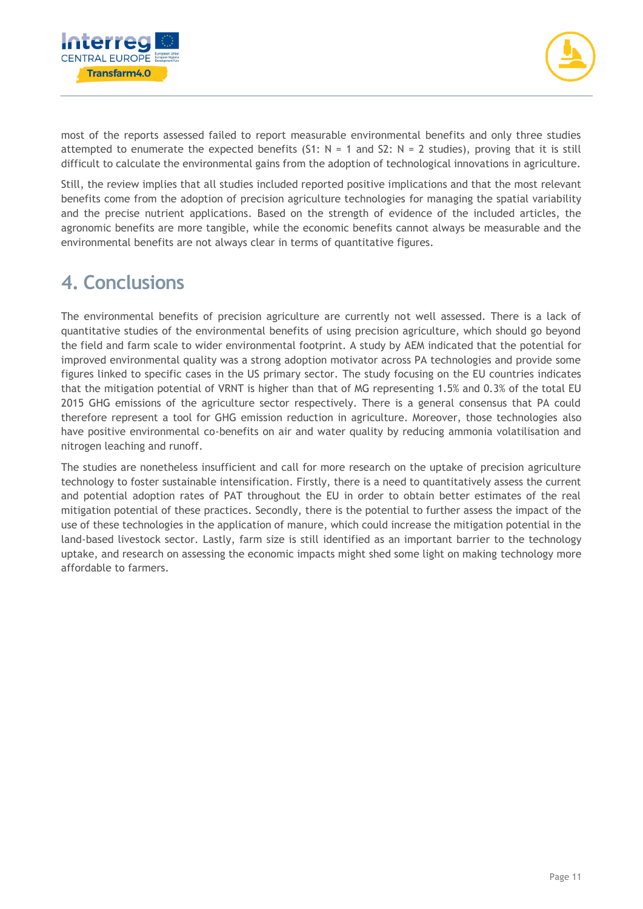most of the reports assessed failed to report measurable environmental benefits and only three studies attempted to enumerate the expected benefits (S1: N = 1 and S2: N = 2 studies), proving that it is still difficult to calculate the environmental gains from the adoption of technological innovations in agriculture.

Still, the review implies that all studies included reported positive implications and that the most relevant benefits come from the adoption of precision agriculture technologies for managing the spatial variability and the precise nutrient applications. Based on the strength of evidence of the included articles, the agronomic benefits are more tangible, while the economic benefits cannot always be measurable and the environmental benefits are not always clear in terms of quantitative figures.

# 4. Conclusions

The environmental benefits of precision agriculture are currently not well assessed. There is a lack of quantitative studies of the environmental benefits of using precision agriculture, which should go beyond the field and farm scale to wider environmental footprint. A study by AEM indicated that the potential for improved environmental quality was a strong adoption motivator across PA technologies and provide some figures linked to specific cases in the US primary sector. The study focusing on the EU countries indicates that the mitigation potential of VRNT is higher than that of MG representing 1.5% and 0.3% of the total EU 2015 GHG emissions of the agriculture sector respectively. There is a general consensus that PA could therefore represent a tool for GHG emission reduction in agriculture. Moreover, those technologies also have positive environmental co-benefits on air and water quality by reducing ammonia volatilisation and nitrogen leaching and runoff.

The studies are nonetheless insufficient and call for more research on the uptake of precision agriculture technology to foster sustainable intensification. Firstly, there is a need to quantitatively assess the current and potential adoption rates of PAT throughout the EU in order to obtain better estimates of the real mitigation potential of these practices. Secondly, there is the potential to further assess the impact of the use of these technologies in the application of manure, which could increase the mitigation potential in the land-based livestock sector. Lastly, farm size is still identified as an important barrier to the technology uptake, and research on assessing the economic impacts might shed some light on making technology more affordable to farmers.